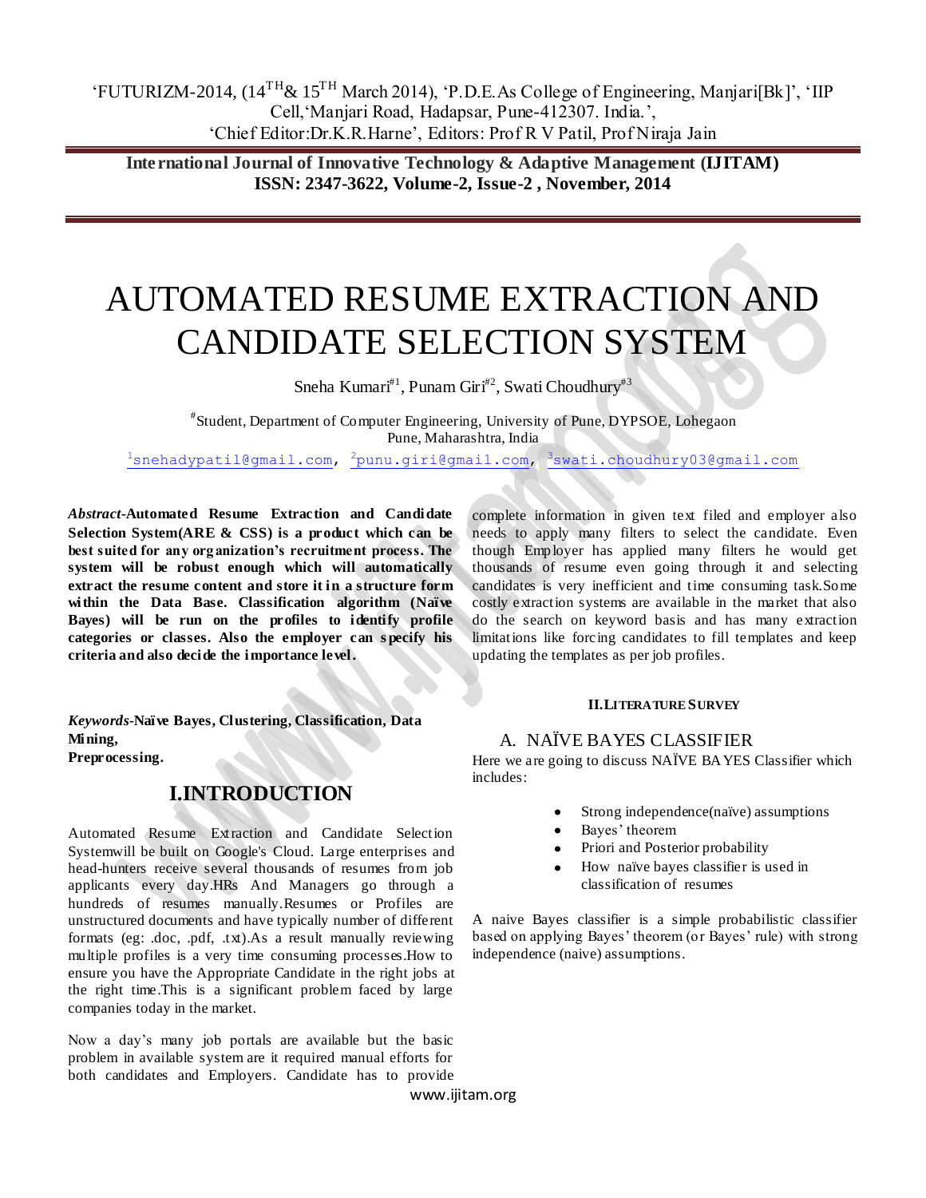# AUTOMATED RESUME EXTRACTION AND CANDIDATE SELECTION SYSTEM

Sneha Kumari[#1], Punam Giri[#2], Swati Choudhury[#3]

[#]Student, Department of Computer Engineering, University of Pune, DYPSOE, Lohegaon
Pune, Maharashtra, India

[1]snehadypatil@gmail.com, [2]punu.giri@gmail.com, [3]swati.choudhury03@gmail.com

***Abstract*-Automated Resume Extraction and Candidate Selection System(ARE & CSS) is a product which can be best suited for any organization's recruitment process. The system will be robust enough which will automatically extract the resume content and store it in a structure form within the Data Base. Classification algorithm (Naïve Bayes) will be run on the profiles to identify profile categories or classes. Also the employer can specify his criteria and also decide the importance level.**

***Keywords*-Naïve Bayes, Clustering, Classification, Data Mining, Preprocessing.**

## I.INTRODUCTION

Automated Resume Extraction and Candidate Selection Systemwill be built on Google's Cloud. Large enterprises and head-hunters receive several thousands of resumes from job applicants every day.HRs And Managers go through a hundreds of resumes manually.Resumes or Profiles are unstructured documents and have typically number of different formats (eg: .doc, .pdf, .txt).As a result manually reviewing multiple profiles is a very time consuming processes.How to ensure you have the Appropriate Candidate in the right jobs at the right time.This is a significant problem faced by large companies today in the market.

Now a day's many job portals are available but the basic problem in available system are it required manual efforts for both candidates and Employers. Candidate has to provide complete information in given text filed and employer also needs to apply many filters to select the candidate. Even though Employer has applied many filters he would get thousands of resume even going through it and selecting candidates is very inefficient and time consuming task.Some costly extraction systems are available in the market that also do the search on keyword basis and has many extraction limitations like forcing candidates to fill templates and keep updating the templates as per job profiles.

## II.LITERATURE SURVEY

### A. NAÏVE BAYES CLASSIFIER

Here we are going to discuss NAÏVE BAYES Classifier which includes:

- Strong independence(naïve) assumptions
- Bayes' theorem
- Priori and Posterior probability
- How naïve bayes classifier is used in classification of resumes

A naive Bayes classifier is a simple probabilistic classifier based on applying Bayes' theorem (or Bayes' rule) with strong independence (naive) assumptions.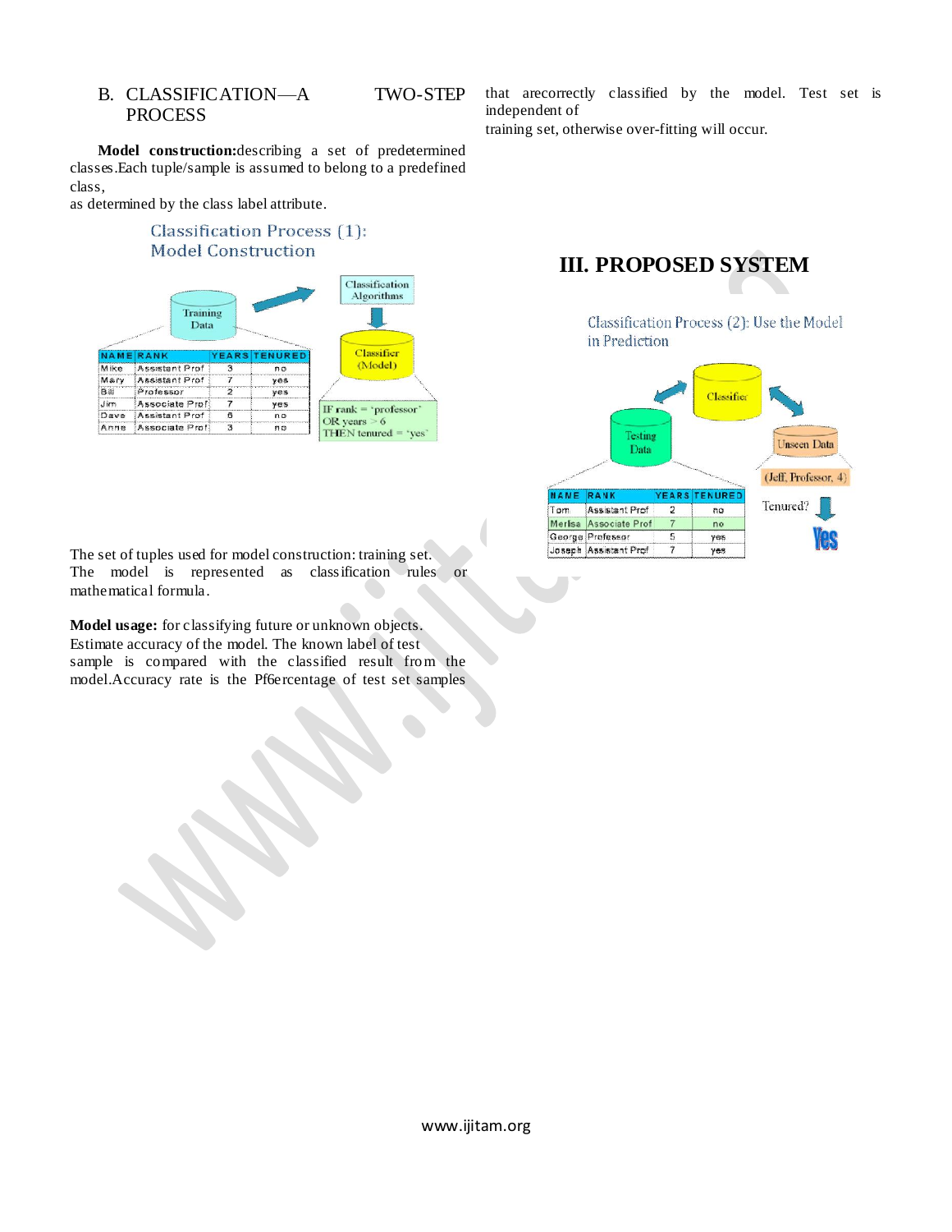## B. CLASSIFICATION—A TWO-STEP PROCESS

**Model construction:**describing a set of predetermined classes.Each tuple/sample is assumed to belong to a predefined class,
as determined by the class label attribute.

Classification Process (1): Model Construction

| NAME | RANK | YEARS | TENURED |
|---|---|---|---|
| Mike | Assistant Prof | 3 | no |
| Mary | Assistant Prof | 7 | yes |
| Bill | Professor | 2 | yes |
| Jim | Associate Prof | 7 | yes |
| Dave | Assistant Prof | 6 | no |
| Anne | Associate Prof | 3 | no |

Training Data → Classification Algorithms → Classifier (Model)

IF rank = 'professor'
OR years > 6
THEN tenured = 'yes'

The set of tuples used for model construction: training set.
The model is represented as classification rules or mathematical formula.

**Model usage:** for classifying future or unknown objects.
Estimate accuracy of the model. The known label of test
sample is compared with the classified result from the model.Accuracy rate is the Pf6ercentage of test set samples that arecorrectly classified by the model. Test set is independent of
training set, otherwise over-fitting will occur.

# III. PROPOSED SYSTEM

Classification Process (2): Use the Model in Prediction

| NAME | RANK | YEARS | TENURED |
|---|---|---|---|
| Tom | Assistant Prof | 2 | no |
| Merlisa | Associate Prof | 7 | no |
| George | Professor | 5 | yes |
| Joseph | Assistant Prof | 7 | yes |

Testing Data — Classifier — Unseen Data

(Jeff, Professor, 4)

Tenured? Yes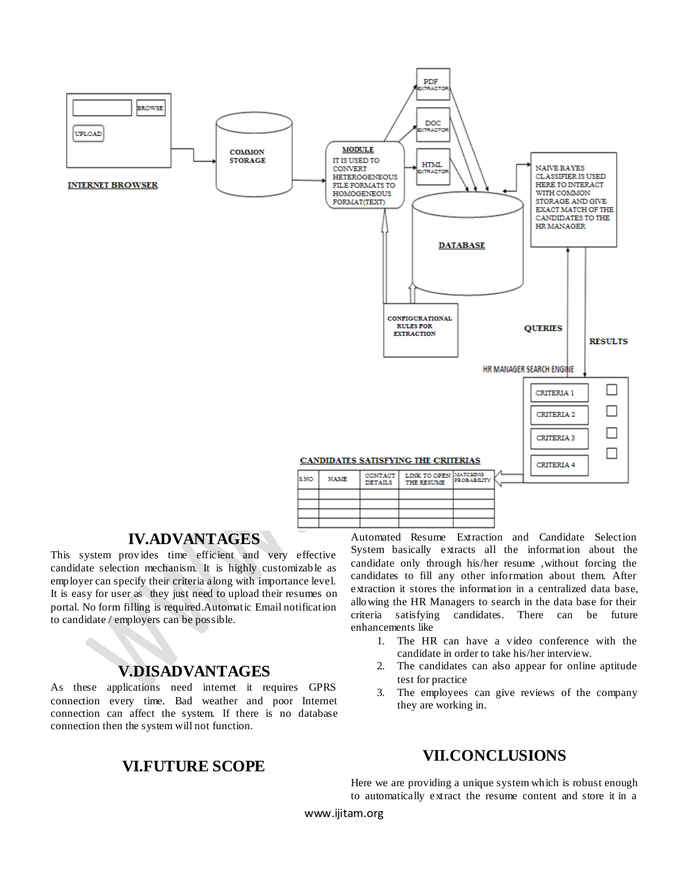## IV.ADVANTAGES

This system provides time efficient and very effective candidate selection mechanism. It is highly customizable as employer can specify their criteria along with importance level. It is easy for user as they just need to upload their resumes on portal. No form filling is required.Automatic Email notification to candidate / employers can be possible.

## V.DISADVANTAGES

As these applications need internet it requires GPRS connection every time. Bad weather and poor Internet connection can affect the system. If there is no database connection then the system will not function.

## VI.FUTURE SCOPE

Automated Resume Extraction and Candidate Selection System basically extracts all the information about the candidate only through his/her resume ,without forcing the candidates to fill any other information about them. After extraction it stores the information in a centralized data base, allowing the HR Managers to search in the data base for their criteria satisfying candidates. There can be future enhancements like

1. The HR can have a video conference with the candidate in order to take his/her interview.
2. The candidates can also appear for online aptitude test for practice
3. The employees can give reviews of the company they are working in.

## VII.CONCLUSIONS

Here we are providing a unique system which is robust enough to automatically extract the resume content and store it in a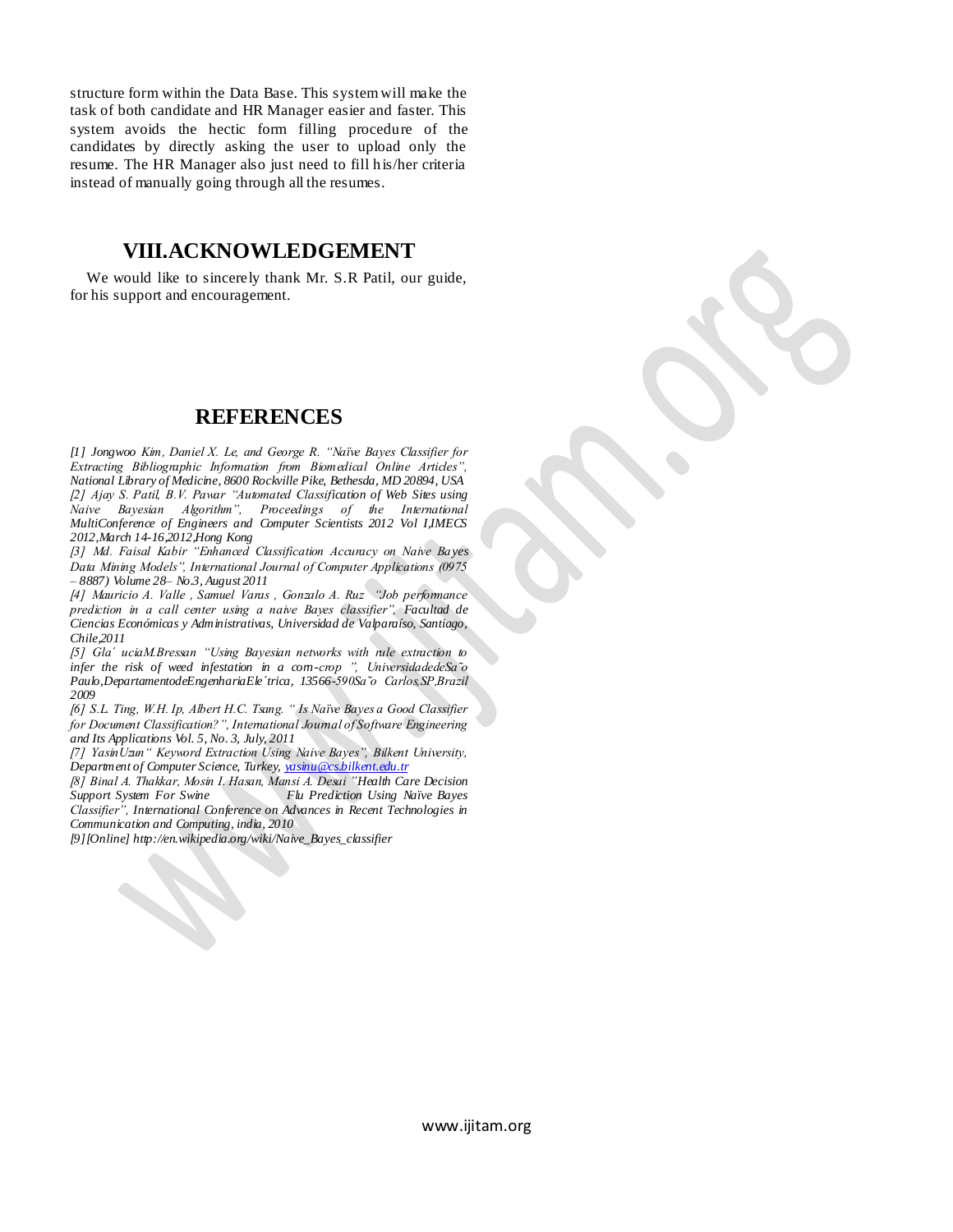structure form within the Data Base. This system will make the task of both candidate and HR Manager easier and faster. This system avoids the hectic form filling procedure of the candidates by directly asking the user to upload only the resume. The HR Manager also just need to fill his/her criteria instead of manually going through all the resumes.

## VIII. ACKNOWLEDGEMENT

We would like to sincerely thank Mr. S.R Patil, our guide, for his support and encouragement.

## REFERENCES

*[1] Jongwoo Kim, Daniel X. Le, and George R. "Naïve Bayes Classifier for Extracting Bibliographic Information from Biomedical Online Articles", National Library of Medicine, 8600 Rockville Pike, Bethesda, MD 20894, USA*

*[2] Ajay S. Patil, B.V. Pawar "Automated Classification of Web Sites using Naive Bayesian Algorithm", Proceedings of the International MultiConference of Engineers and Computer Scientists 2012 Vol I,IMECS 2012,March 14-16,2012,Hong Kong*

*[3] Md. Faisal Kabir "Enhanced Classification Accuracy on Naive Bayes Data Mining Models", International Journal of Computer Applications (0975 – 8887) Volume 28– No.3, August 2011*

*[4] Mauricio A. Valle , Samuel Varas , Gonzalo A. Ruz "Job performance prediction in a call center using a naive Bayes classifier", Facultad de Ciencias Económicas y Administrativas, Universidad de Valparaíso, Santiago, Chile,2011*

*[5] Gla´ uciaM.Bressan "Using Bayesian networks with rule extraction to infer the risk of weed infestation in a corn-crop ", UniversidadedeSa˜o Paulo,DepartamentodeEngenhariaEle´trica, 13566-590Sa˜o Carlos,SP,Brazil 2009*

*[6] S.L. Ting, W.H. Ip, Albert H.C. Tsang. " Is Naïve Bayes a Good Classifier for Document Classification?", International Journal of Software Engineering and Its Applications Vol. 5, No. 3, July, 2011*

*[7] YasinUzun " Keyword Extraction Using Naive Bayes", Bilkent University, Department of Computer Science, Turkey, yasinu@cs.bilkent.edu.tr*

*[8] Binal A. Thakkar, Mosin I. Hasan, Mansi A. Desai "Health Care Decision Support System For Swine Flu Prediction Using Naïve Bayes Classifier", International Conference on Advances in Recent Technologies in Communication and Computing, india, 2010*

*[9][Online] http://en.wikipedia.org/wiki/Naive_Bayes_classifier*